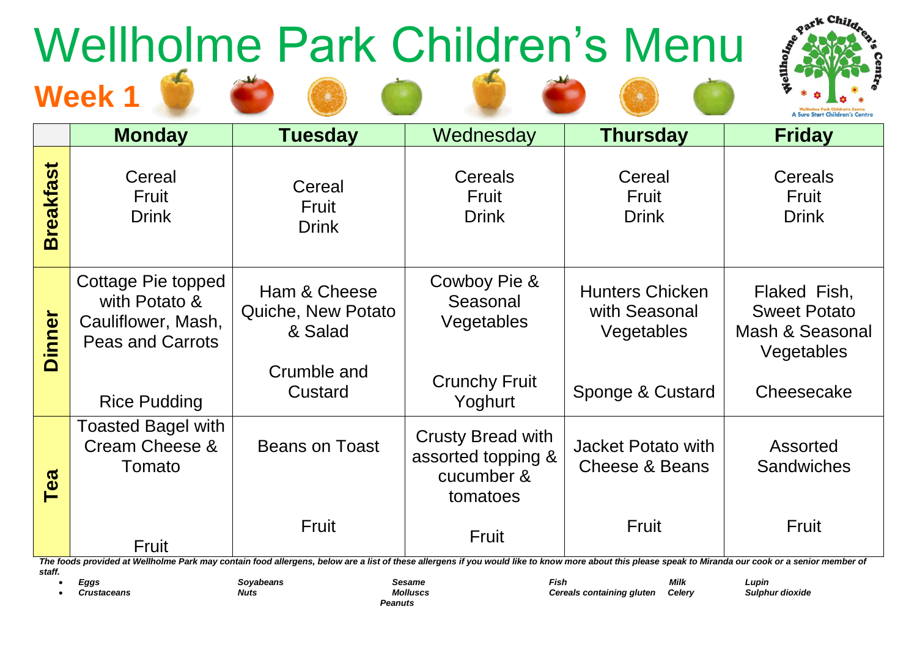# Wellholme Park Children's Menu

## Week 1

| | Monday | Tuesday | Wednesday | Thursday | Friday |
|---|---|---|---|---|---|
| **Breakfast** | Cereal<br>Fruit<br>Drink | Cereal<br>Fruit<br>Drink | Cereals<br>Fruit<br>Drink | Cereal<br>Fruit<br>Drink | Cereals<br>Fruit<br>Drink |
| **Dinner** | Cottage Pie topped with Potato & Cauliflower, Mash, Peas and Carrots<br><br>Rice Pudding | Ham & Cheese Quiche, New Potato & Salad<br><br>Crumble and Custard | Cowboy Pie & Seasonal Vegetables<br><br>Crunchy Fruit Yoghurt | Hunters Chicken with Seasonal Vegetables<br><br>Sponge & Custard | Flaked Fish, Sweet Potato Mash & Seasonal Vegetables<br><br>Cheesecake |
| **Tea** | Toasted Bagel with Cream Cheese & Tomato<br><br>Fruit | Beans on Toast<br><br>Fruit | Crusty Bread with assorted topping & cucumber & tomatoes<br><br>Fruit | Jacket Potato with Cheese & Beans<br><br>Fruit | Assorted Sandwiches<br><br>Fruit |

***The foods provided at Wellholme Park may contain food allergens, below are a list of these allergens if you would like to know more about this please speak to Miranda our cook or a senior member of staff.***

- ***Eggs*** ***Soyabeans*** ***Sesame*** ***Fish*** ***Milk*** ***Lupin***
- ***Crustaceans*** ***Nuts*** ***Molluscs*** ***Cereals containing gluten*** ***Celery*** ***Sulphur dioxide***

***Peanuts***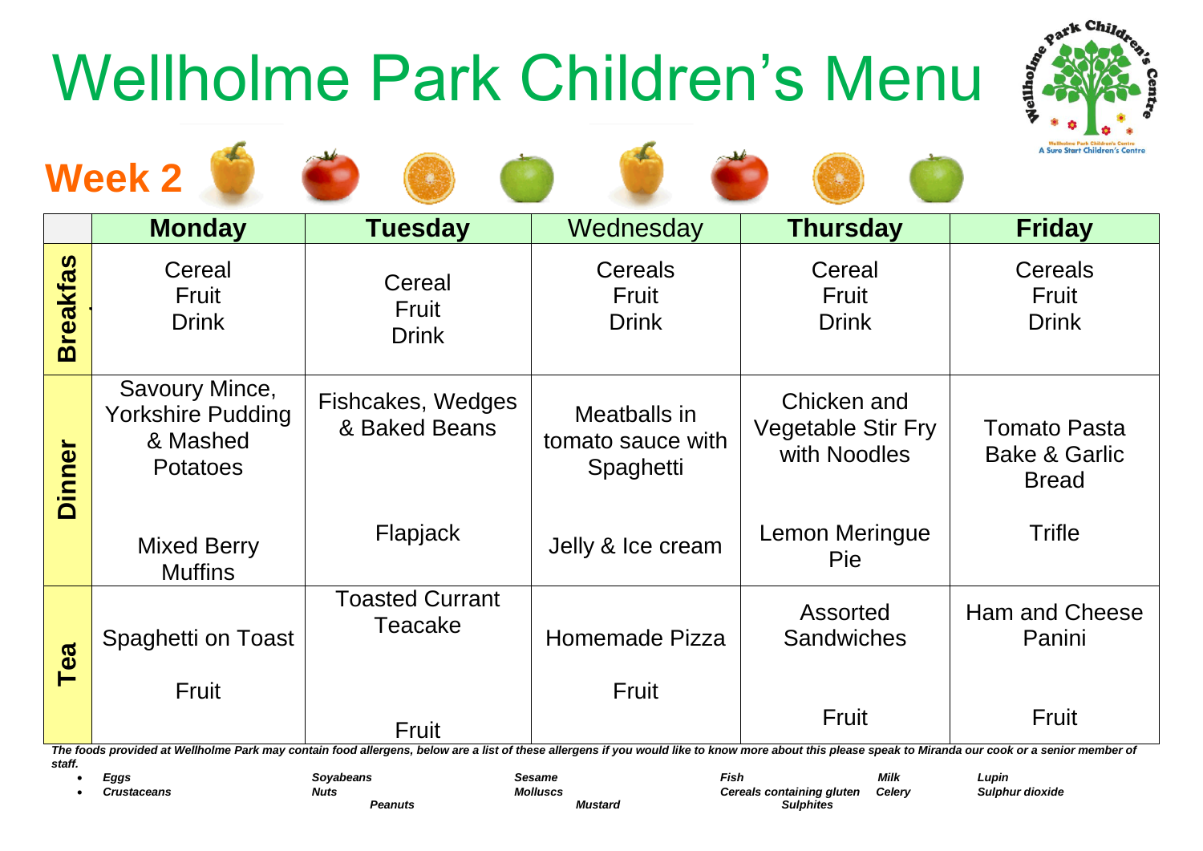# Wellholme Park Children's Menu

## Week 2

| | Monday | Tuesday | Wednesday | Thursday | Friday |
|---|---|---|---|---|---|
| **Breakfast** | Cereal<br>Fruit<br>Drink | Cereal<br>Fruit<br>Drink | Cereals<br>Fruit<br>Drink | Cereal<br>Fruit<br>Drink | Cereals<br>Fruit<br>Drink |
| **Dinner** | Savoury Mince, Yorkshire Pudding & Mashed Potatoes<br><br>Mixed Berry Muffins | Fishcakes, Wedges & Baked Beans<br><br>Flapjack | Meatballs in tomato sauce with Spaghetti<br><br>Jelly & Ice cream | Chicken and Vegetable Stir Fry with Noodles<br><br>Lemon Meringue Pie | Tomato Pasta Bake & Garlic Bread<br><br>Trifle |
| **Tea** | Spaghetti on Toast<br><br>Fruit | Toasted Currant Teacake<br><br>Fruit | Homemade Pizza<br><br>Fruit | Assorted Sandwiches<br><br>Fruit | Ham and Cheese Panini<br><br>Fruit |

***The foods provided at Wellholme Park may contain food allergens, below are a list of these allergens if you would like to know more about this please speak to Miranda our cook or a senior member of staff.***

- ***Eggs***, ***Soyabeans***, ***Sesame***, ***Fish***, ***Milk***, ***Lupin***
- ***Crustaceans***, ***Nuts***, ***Molluscs***, ***Cereals containing gluten***, ***Celery***, ***Sulphur dioxide***

***Peanuts*** ***Mustard*** ***Sulphites***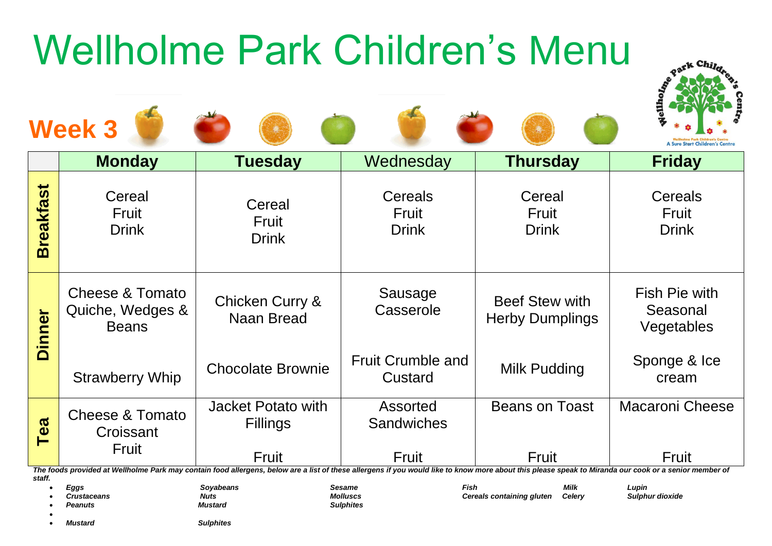# Wellholme Park Children's Menu

## Week 3

| | Monday | Tuesday | Wednesday | Thursday | Friday |
|---|---|---|---|---|---|
| **Breakfast** | Cereal<br>Fruit<br>Drink | Cereal<br>Fruit<br>Drink | Cereals<br>Fruit<br>Drink | Cereal<br>Fruit<br>Drink | Cereals<br>Fruit<br>Drink |
| **Dinner** | Cheese & Tomato Quiche, Wedges & Beans<br><br>Strawberry Whip | Chicken Curry & Naan Bread<br><br>Chocolate Brownie | Sausage Casserole<br><br>Fruit Crumble and Custard | Beef Stew with Herby Dumplings<br><br>Milk Pudding | Fish Pie with Seasonal Vegetables<br><br>Sponge & Ice cream |
| **Tea** | Cheese & Tomato Croissant<br>Fruit | Jacket Potato with Fillings<br><br>Fruit | Assorted Sandwiches<br><br>Fruit | Beans on Toast<br><br>Fruit | Macaroni Cheese<br><br>Fruit |

***The foods provided at Wellholme Park may contain food allergens, below are a list of these allergens if you would like to know more about this please speak to Miranda our cook or a senior member of staff.***

- ***Eggs*** ***Soyabeans*** ***Sesame*** ***Fish*** ***Milk*** ***Lupin***
- ***Crustaceans*** ***Nuts*** ***Molluscs*** ***Cereals containing gluten*** ***Celery*** ***Sulphur dioxide***
- ***Peanuts*** ***Mustard*** ***Sulphites***
- 
- ***Mustard*** ***Sulphites***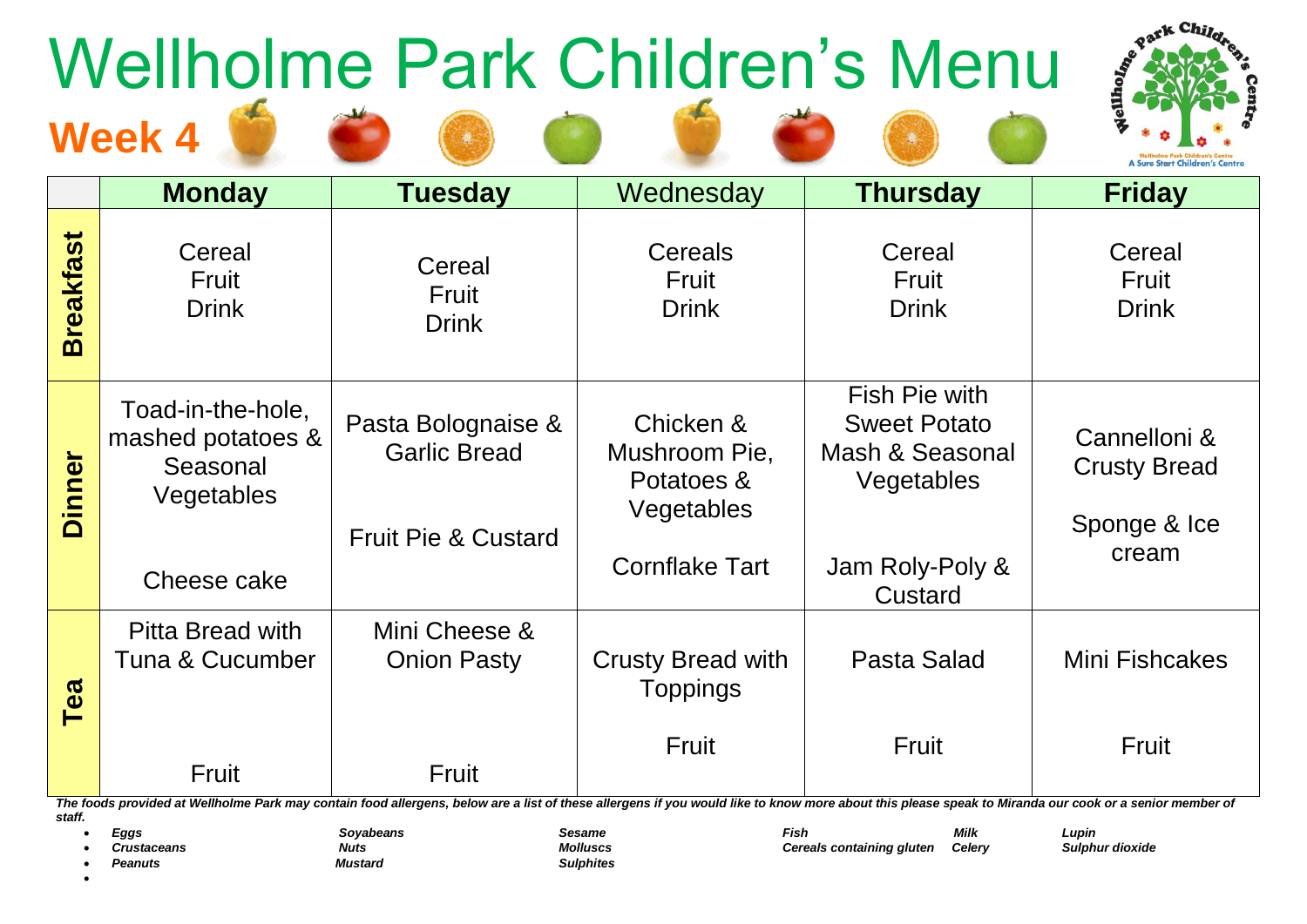# Wellholme Park Children's Menu

## Week 4

| | Monday | Tuesday | Wednesday | Thursday | Friday |
|---|---|---|---|---|---|
| **Breakfast** | Cereal Fruit Drink | Cereal Fruit Drink | Cereals Fruit Drink | Cereal Fruit Drink | Cereal Fruit Drink |
| **Dinner** | Toad-in-the-hole, mashed potatoes & Seasonal Vegetables<br><br>Cheese cake | Pasta Bolognaise & Garlic Bread<br><br>Fruit Pie & Custard | Chicken & Mushroom Pie, Potatoes & Vegetables<br><br>Cornflake Tart | Fish Pie with Sweet Potato Mash & Seasonal Vegetables<br><br>Jam Roly-Poly & Custard | Cannelloni & Crusty Bread<br><br>Sponge & Ice cream |
| **Tea** | Pitta Bread with Tuna & Cucumber<br><br>Fruit | Mini Cheese & Onion Pasty<br><br>Fruit | Crusty Bread with Toppings<br><br>Fruit | Pasta Salad<br><br>Fruit | Mini Fishcakes<br><br>Fruit |

*The foods provided at Wellholme Park may contain food allergens, below are a list of these allergens if you would like to know more about this please speak to Miranda our cook or a senior member of staff.*

- *Eggs*
- *Crustaceans*
- *Peanuts*
- *Soyabeans*
- *Nuts*
- *Mustard*
- *Sesame*
- *Molluscs*
- *Sulphites*
- *Fish*
- *Cereals containing gluten*
- *Milk*
- *Celery*
- *Lupin*
- *Sulphur dioxide*